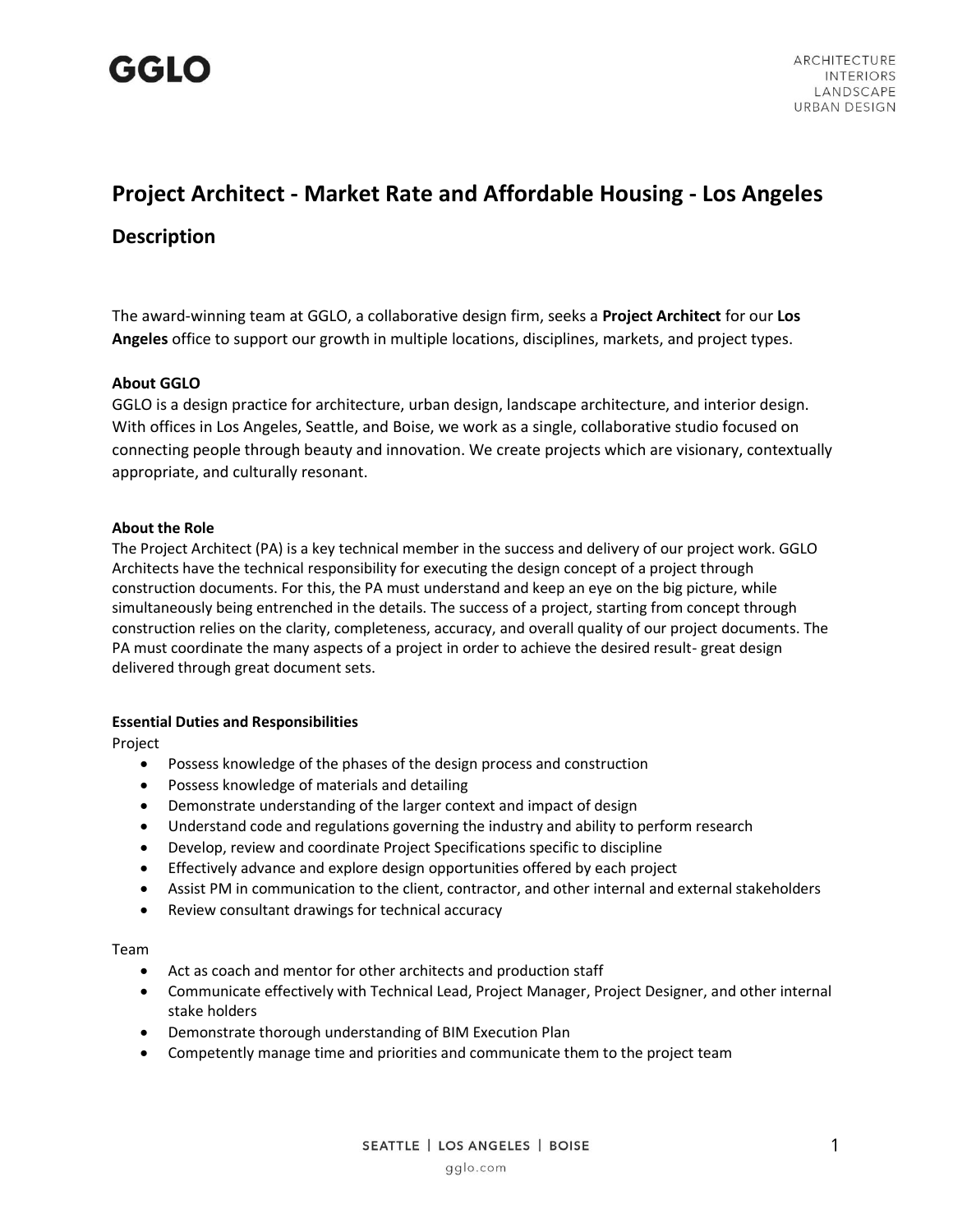# Project Architect - Market Rate and Affordable Housing - Los Angeles

## Description

The award-winning team at GGLO, a collaborative design firm, seeks a **Project Architect** for our **Los Angeles** office to support our growth in multiple locations, disciplines, markets, and project types.

**About GGLO**

GGLO is a design practice for architecture, urban design, landscape architecture, and interior design. With offices in Los Angeles, Seattle, and Boise, we work as a single, collaborative studio focused on connecting people through beauty and innovation. We create projects which are visionary, contextually appropriate, and culturally resonant.

**About the Role**

The Project Architect (PA) is a key technical member in the success and delivery of our project work. GGLO Architects have the technical responsibility for executing the design concept of a project through construction documents. For this, the PA must understand and keep an eye on the big picture, while simultaneously being entrenched in the details. The success of a project, starting from concept through construction relies on the clarity, completeness, accuracy, and overall quality of our project documents. The PA must coordinate the many aspects of a project in order to achieve the desired result- great design delivered through great document sets.

**Essential Duties and Responsibilities**

Project

- Possess knowledge of the phases of the design process and construction
- Possess knowledge of materials and detailing
- Demonstrate understanding of the larger context and impact of design
- Understand code and regulations governing the industry and ability to perform research
- Develop, review and coordinate Project Specifications specific to discipline
- Effectively advance and explore design opportunities offered by each project
- Assist PM in communication to the client, contractor, and other internal and external stakeholders
- Review consultant drawings for technical accuracy

Team

- Act as coach and mentor for other architects and production staff
- Communicate effectively with Technical Lead, Project Manager, Project Designer, and other internal stake holders
- Demonstrate thorough understanding of BIM Execution Plan
- Competently manage time and priorities and communicate them to the project team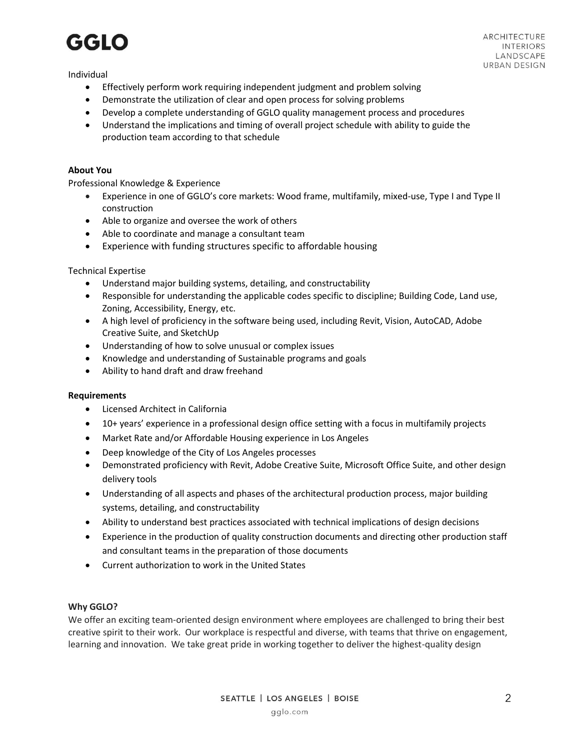Individual

- Effectively perform work requiring independent judgment and problem solving
- Demonstrate the utilization of clear and open process for solving problems
- Develop a complete understanding of GGLO quality management process and procedures
- Understand the implications and timing of overall project schedule with ability to guide the production team according to that schedule

**About You**

Professional Knowledge & Experience

- Experience in one of GGLO's core markets: Wood frame, multifamily, mixed-use, Type I and Type II construction
- Able to organize and oversee the work of others
- Able to coordinate and manage a consultant team
- Experience with funding structures specific to affordable housing

Technical Expertise

- Understand major building systems, detailing, and constructability
- Responsible for understanding the applicable codes specific to discipline; Building Code, Land use, Zoning, Accessibility, Energy, etc.
- A high level of proficiency in the software being used, including Revit, Vision, AutoCAD, Adobe Creative Suite, and SketchUp
- Understanding of how to solve unusual or complex issues
- Knowledge and understanding of Sustainable programs and goals
- Ability to hand draft and draw freehand

**Requirements**

- Licensed Architect in California
- 10+ years' experience in a professional design office setting with a focus in multifamily projects
- Market Rate and/or Affordable Housing experience in Los Angeles
- Deep knowledge of the City of Los Angeles processes
- Demonstrated proficiency with Revit, Adobe Creative Suite, Microsoft Office Suite, and other design delivery tools
- Understanding of all aspects and phases of the architectural production process, major building systems, detailing, and constructability
- Ability to understand best practices associated with technical implications of design decisions
- Experience in the production of quality construction documents and directing other production staff and consultant teams in the preparation of those documents
- Current authorization to work in the United States

**Why GGLO?**

We offer an exciting team-oriented design environment where employees are challenged to bring their best creative spirit to their work. Our workplace is respectful and diverse, with teams that thrive on engagement, learning and innovation. We take great pride in working together to deliver the highest-quality design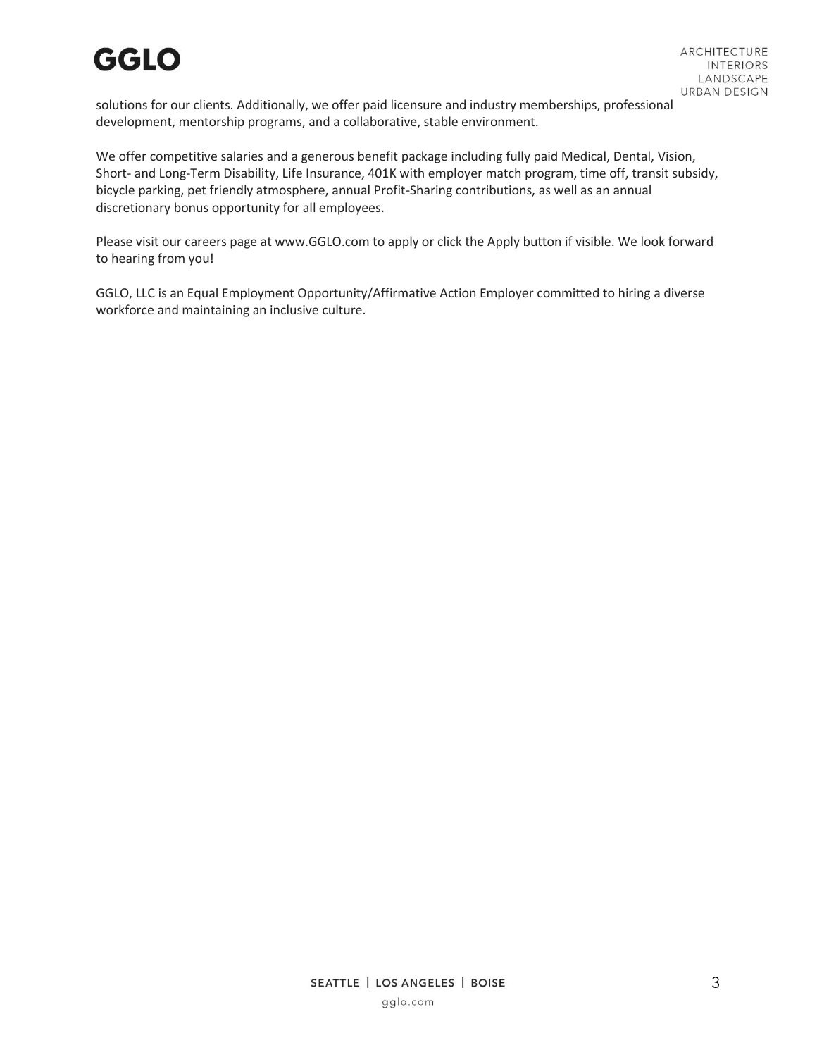solutions for our clients. Additionally, we offer paid licensure and industry memberships, professional development, mentorship programs, and a collaborative, stable environment.

We offer competitive salaries and a generous benefit package including fully paid Medical, Dental, Vision, Short- and Long-Term Disability, Life Insurance, 401K with employer match program, time off, transit subsidy, bicycle parking, pet friendly atmosphere, annual Profit-Sharing contributions, as well as an annual discretionary bonus opportunity for all employees.

Please visit our careers page at www.GGLO.com to apply or click the Apply button if visible. We look forward to hearing from you!

GGLO, LLC is an Equal Employment Opportunity/Affirmative Action Employer committed to hiring a diverse workforce and maintaining an inclusive culture.